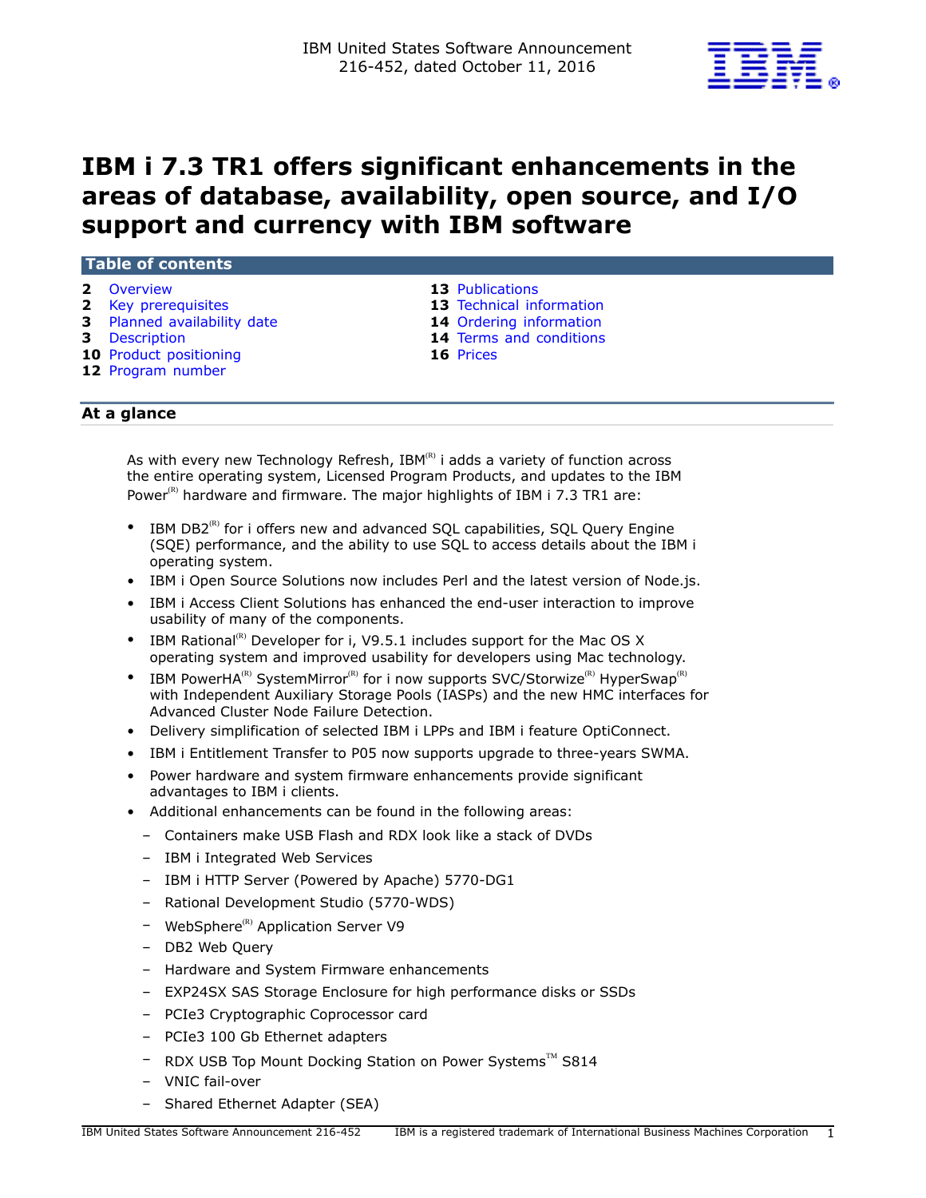IBM United States Software Announcement
216-452, dated October 11, 2016

# IBM i 7.3 TR1 offers significant enhancements in the areas of database, availability, open source, and I/O support and currency with IBM software

## Table of contents

- **2** Overview
- **2** Key prerequisites
- **3** Planned availability date
- **3** Description
- **10** Product positioning
- **12** Program number
- **13** Publications
- **13** Technical information
- **14** Ordering information
- **14** Terms and conditions
- **16** Prices

## At a glance

As with every new Technology Refresh, IBM(R) i adds a variety of function across the entire operating system, Licensed Program Products, and updates to the IBM Power(R) hardware and firmware. The major highlights of IBM i 7.3 TR1 are:

- IBM DB2(R) for i offers new and advanced SQL capabilities, SQL Query Engine (SQE) performance, and the ability to use SQL to access details about the IBM i operating system.
- IBM i Open Source Solutions now includes Perl and the latest version of Node.js.
- IBM i Access Client Solutions has enhanced the end-user interaction to improve usability of many of the components.
- IBM Rational(R) Developer for i, V9.5.1 includes support for the Mac OS X operating system and improved usability for developers using Mac technology.
- IBM PowerHA(R) SystemMirror(R) for i now supports SVC/Storwize(R) HyperSwap(R) with Independent Auxiliary Storage Pools (IASPs) and the new HMC interfaces for Advanced Cluster Node Failure Detection.
- Delivery simplification of selected IBM i LPPs and IBM i feature OptiConnect.
- IBM i Entitlement Transfer to P05 now supports upgrade to three-years SWMA.
- Power hardware and system firmware enhancements provide significant advantages to IBM i clients.
- Additional enhancements can be found in the following areas:
  - Containers make USB Flash and RDX look like a stack of DVDs
  - IBM i Integrated Web Services
  - IBM i HTTP Server (Powered by Apache) 5770-DG1
  - Rational Development Studio (5770-WDS)
  - WebSphere(R) Application Server V9
  - DB2 Web Query
  - Hardware and System Firmware enhancements
  - EXP24SX SAS Storage Enclosure for high performance disks or SSDs
  - PCIe3 Cryptographic Coprocessor card
  - PCIe3 100 Gb Ethernet adapters
  - RDX USB Top Mount Docking Station on Power Systems(TM) S814
  - VNIC fail-over
  - Shared Ethernet Adapter (SEA)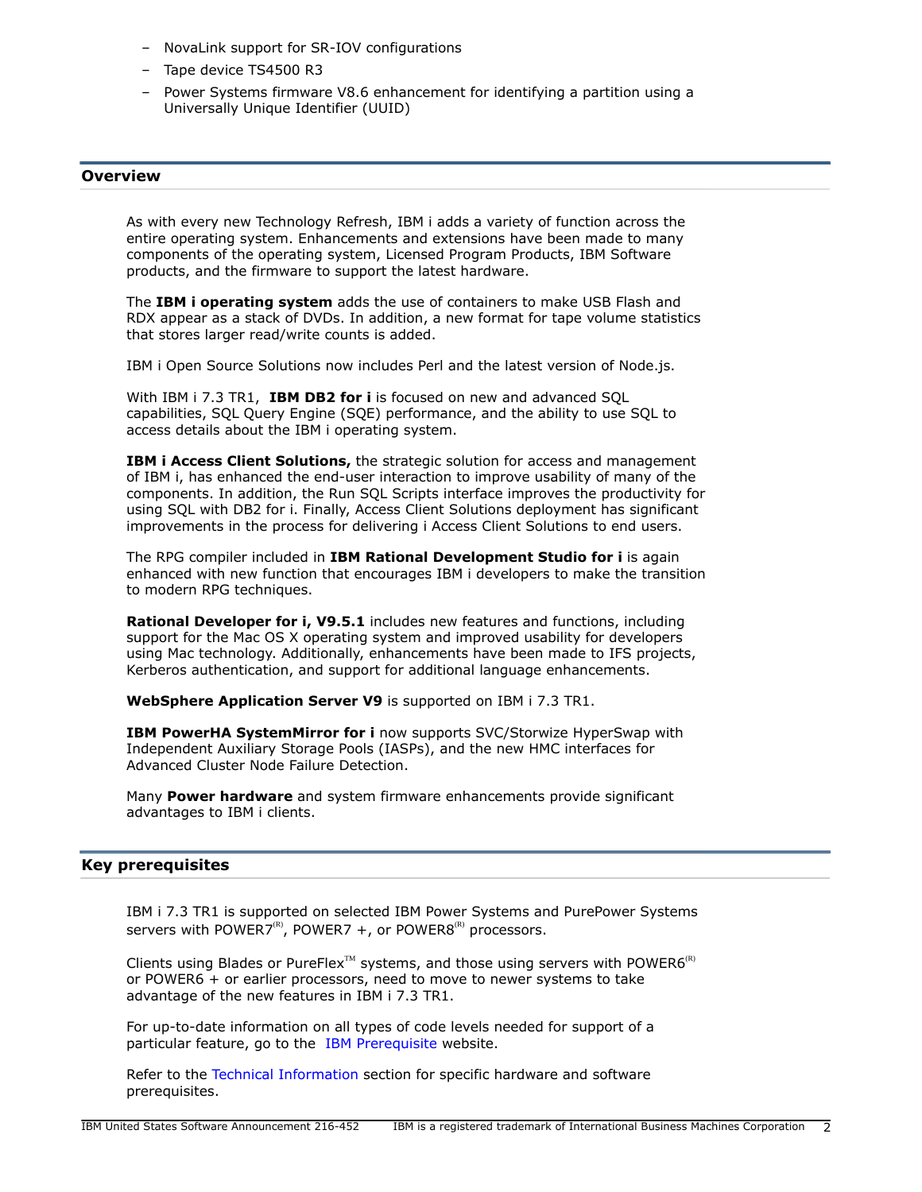- NovaLink support for SR-IOV configurations
- Tape device TS4500 R3
- Power Systems firmware V8.6 enhancement for identifying a partition using a Universally Unique Identifier (UUID)

## Overview

As with every new Technology Refresh, IBM i adds a variety of function across the entire operating system. Enhancements and extensions have been made to many components of the operating system, Licensed Program Products, IBM Software products, and the firmware to support the latest hardware.

The **IBM i operating system** adds the use of containers to make USB Flash and RDX appear as a stack of DVDs. In addition, a new format for tape volume statistics that stores larger read/write counts is added.

IBM i Open Source Solutions now includes Perl and the latest version of Node.js.

With IBM i 7.3 TR1, **IBM DB2 for i** is focused on new and advanced SQL capabilities, SQL Query Engine (SQE) performance, and the ability to use SQL to access details about the IBM i operating system.

**IBM i Access Client Solutions,** the strategic solution for access and management of IBM i, has enhanced the end-user interaction to improve usability of many of the components. In addition, the Run SQL Scripts interface improves the productivity for using SQL with DB2 for i. Finally, Access Client Solutions deployment has significant improvements in the process for delivering i Access Client Solutions to end users.

The RPG compiler included in **IBM Rational Development Studio for i** is again enhanced with new function that encourages IBM i developers to make the transition to modern RPG techniques.

**Rational Developer for i, V9.5.1** includes new features and functions, including support for the Mac OS X operating system and improved usability for developers using Mac technology. Additionally, enhancements have been made to IFS projects, Kerberos authentication, and support for additional language enhancements.

**WebSphere Application Server V9** is supported on IBM i 7.3 TR1.

**IBM PowerHA SystemMirror for i** now supports SVC/Storwize HyperSwap with Independent Auxiliary Storage Pools (IASPs), and the new HMC interfaces for Advanced Cluster Node Failure Detection.

Many **Power hardware** and system firmware enhancements provide significant advantages to IBM i clients.

## Key prerequisites

IBM i 7.3 TR1 is supported on selected IBM Power Systems and PurePower Systems servers with POWER7(R), POWER7 +, or POWER8(R) processors.

Clients using Blades or PureFlex(TM) systems, and those using servers with POWER6(R) or POWER6 + or earlier processors, need to move to newer systems to take advantage of the new features in IBM i 7.3 TR1.

For up-to-date information on all types of code levels needed for support of a particular feature, go to the IBM Prerequisite website.

Refer to the Technical Information section for specific hardware and software prerequisites.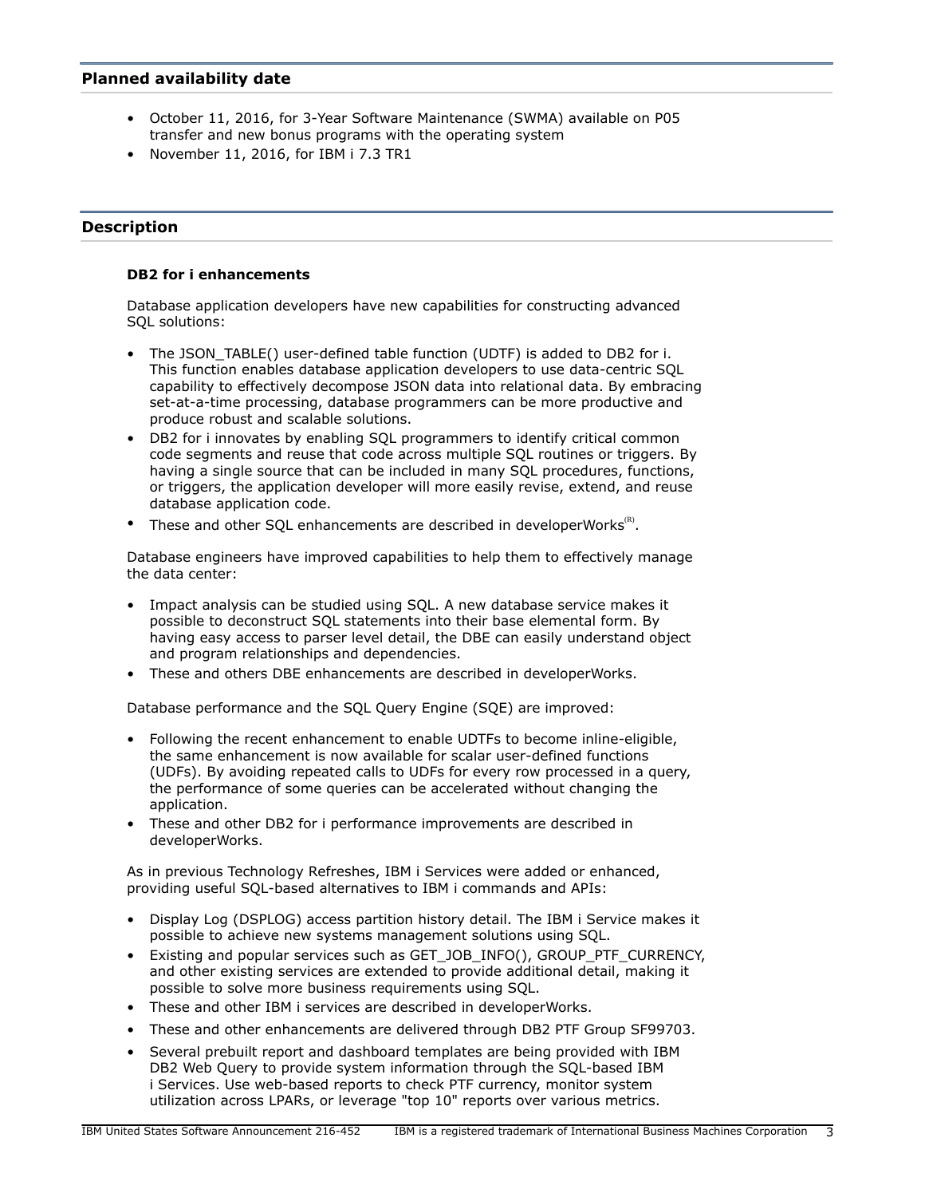## Planned availability date

- October 11, 2016, for 3-Year Software Maintenance (SWMA) available on P05 transfer and new bonus programs with the operating system
- November 11, 2016, for IBM i 7.3 TR1

## Description

### DB2 for i enhancements

Database application developers have new capabilities for constructing advanced SQL solutions:

- The JSON_TABLE() user-defined table function (UDTF) is added to DB2 for i. This function enables database application developers to use data-centric SQL capability to effectively decompose JSON data into relational data. By embracing set-at-a-time processing, database programmers can be more productive and produce robust and scalable solutions.
- DB2 for i innovates by enabling SQL programmers to identify critical common code segments and reuse that code across multiple SQL routines or triggers. By having a single source that can be included in many SQL procedures, functions, or triggers, the application developer will more easily revise, extend, and reuse database application code.
- These and other SQL enhancements are described in developerWorks(R).

Database engineers have improved capabilities to help them to effectively manage the data center:

- Impact analysis can be studied using SQL. A new database service makes it possible to deconstruct SQL statements into their base elemental form. By having easy access to parser level detail, the DBE can easily understand object and program relationships and dependencies.
- These and others DBE enhancements are described in developerWorks.

Database performance and the SQL Query Engine (SQE) are improved:

- Following the recent enhancement to enable UDTFs to become inline-eligible, the same enhancement is now available for scalar user-defined functions (UDFs). By avoiding repeated calls to UDFs for every row processed in a query, the performance of some queries can be accelerated without changing the application.
- These and other DB2 for i performance improvements are described in developerWorks.

As in previous Technology Refreshes, IBM i Services were added or enhanced, providing useful SQL-based alternatives to IBM i commands and APIs:

- Display Log (DSPLOG) access partition history detail. The IBM i Service makes it possible to achieve new systems management solutions using SQL.
- Existing and popular services such as GET_JOB_INFO(), GROUP_PTF_CURRENCY, and other existing services are extended to provide additional detail, making it possible to solve more business requirements using SQL.
- These and other IBM i services are described in developerWorks.
- These and other enhancements are delivered through DB2 PTF Group SF99703.
- Several prebuilt report and dashboard templates are being provided with IBM DB2 Web Query to provide system information through the SQL-based IBM i Services. Use web-based reports to check PTF currency, monitor system utilization across LPARs, or leverage "top 10" reports over various metrics.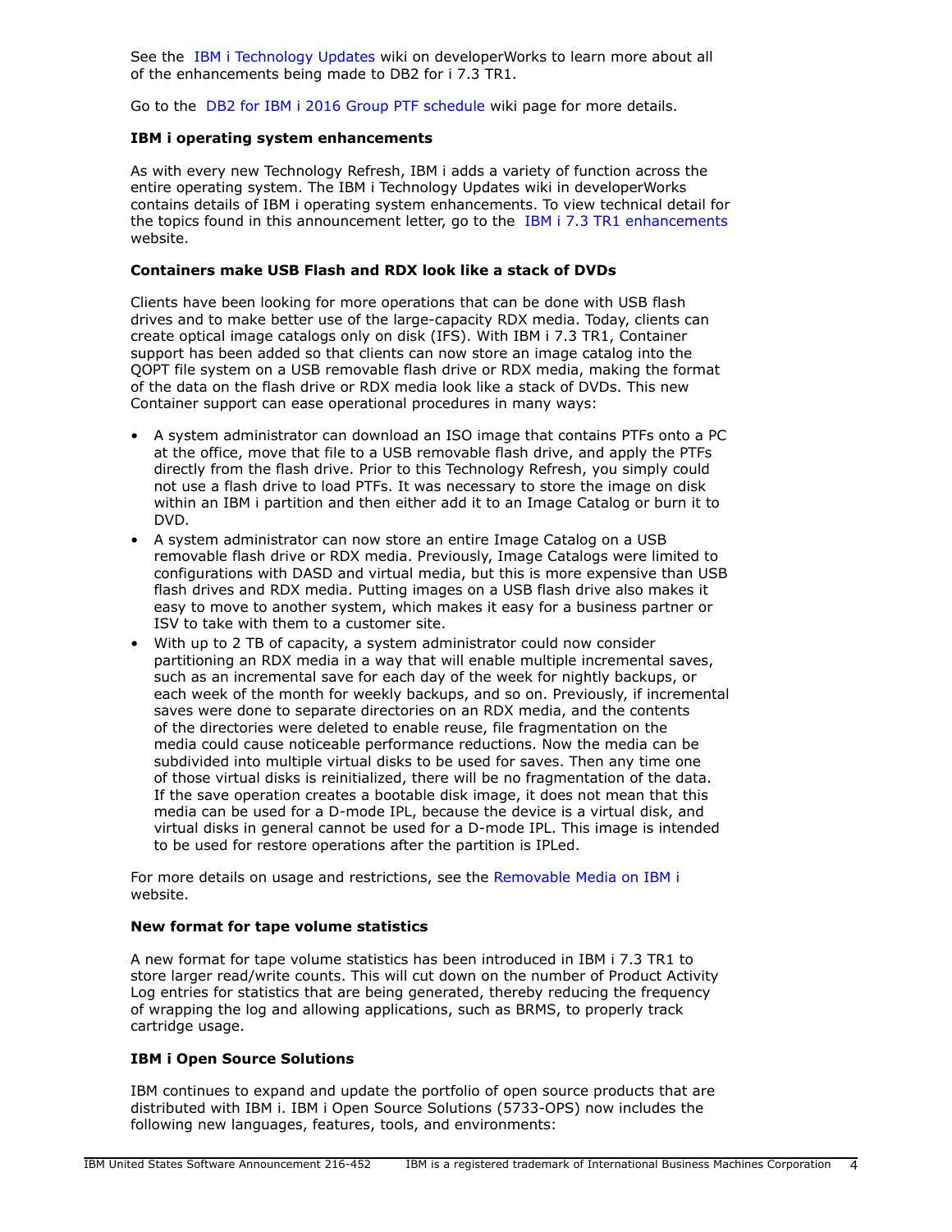See the IBM i Technology Updates wiki on developerWorks to learn more about all of the enhancements being made to DB2 for i 7.3 TR1.

Go to the DB2 for IBM i 2016 Group PTF schedule wiki page for more details.

**IBM i operating system enhancements**

As with every new Technology Refresh, IBM i adds a variety of function across the entire operating system. The IBM i Technology Updates wiki in developerWorks contains details of IBM i operating system enhancements. To view technical detail for the topics found in this announcement letter, go to the IBM i 7.3 TR1 enhancements website.

**Containers make USB Flash and RDX look like a stack of DVDs**

Clients have been looking for more operations that can be done with USB flash drives and to make better use of the large-capacity RDX media. Today, clients can create optical image catalogs only on disk (IFS). With IBM i 7.3 TR1, Container support has been added so that clients can now store an image catalog into the QOPT file system on a USB removable flash drive or RDX media, making the format of the data on the flash drive or RDX media look like a stack of DVDs. This new Container support can ease operational procedures in many ways:

- A system administrator can download an ISO image that contains PTFs onto a PC at the office, move that file to a USB removable flash drive, and apply the PTFs directly from the flash drive. Prior to this Technology Refresh, you simply could not use a flash drive to load PTFs. It was necessary to store the image on disk within an IBM i partition and then either add it to an Image Catalog or burn it to DVD.
- A system administrator can now store an entire Image Catalog on a USB removable flash drive or RDX media. Previously, Image Catalogs were limited to configurations with DASD and virtual media, but this is more expensive than USB flash drives and RDX media. Putting images on a USB flash drive also makes it easy to move to another system, which makes it easy for a business partner or ISV to take with them to a customer site.
- With up to 2 TB of capacity, a system administrator could now consider partitioning an RDX media in a way that will enable multiple incremental saves, such as an incremental save for each day of the week for nightly backups, or each week of the month for weekly backups, and so on. Previously, if incremental saves were done to separate directories on an RDX media, and the contents of the directories were deleted to enable reuse, file fragmentation on the media could cause noticeable performance reductions. Now the media can be subdivided into multiple virtual disks to be used for saves. Then any time one of those virtual disks is reinitialized, there will be no fragmentation of the data. If the save operation creates a bootable disk image, it does not mean that this media can be used for a D-mode IPL, because the device is a virtual disk, and virtual disks in general cannot be used for a D-mode IPL. This image is intended to be used for restore operations after the partition is IPLed.

For more details on usage and restrictions, see the Removable Media on IBM i website.

**New format for tape volume statistics**

A new format for tape volume statistics has been introduced in IBM i 7.3 TR1 to store larger read/write counts. This will cut down on the number of Product Activity Log entries for statistics that are being generated, thereby reducing the frequency of wrapping the log and allowing applications, such as BRMS, to properly track cartridge usage.

**IBM i Open Source Solutions**

IBM continues to expand and update the portfolio of open source products that are distributed with IBM i. IBM i Open Source Solutions (5733-OPS) now includes the following new languages, features, tools, and environments: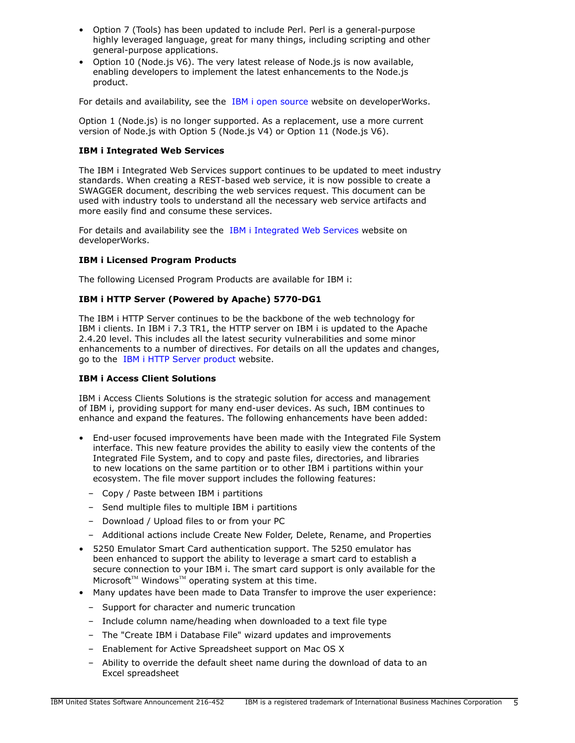- Option 7 (Tools) has been updated to include Perl. Perl is a general-purpose highly leveraged language, great for many things, including scripting and other general-purpose applications.
- Option 10 (Node.js V6). The very latest release of Node.js is now available, enabling developers to implement the latest enhancements to the Node.js product.

For details and availability, see the IBM i open source website on developerWorks.

Option 1 (Node.js) is no longer supported. As a replacement, use a more current version of Node.js with Option 5 (Node.js V4) or Option 11 (Node.js V6).

**IBM i Integrated Web Services**

The IBM i Integrated Web Services support continues to be updated to meet industry standards. When creating a REST-based web service, it is now possible to create a SWAGGER document, describing the web services request. This document can be used with industry tools to understand all the necessary web service artifacts and more easily find and consume these services.

For details and availability see the IBM i Integrated Web Services website on developerWorks.

**IBM i Licensed Program Products**

The following Licensed Program Products are available for IBM i:

**IBM i HTTP Server (Powered by Apache) 5770-DG1**

The IBM i HTTP Server continues to be the backbone of the web technology for IBM i clients. In IBM i 7.3 TR1, the HTTP server on IBM i is updated to the Apache 2.4.20 level. This includes all the latest security vulnerabilities and some minor enhancements to a number of directives. For details on all the updates and changes, go to the IBM i HTTP Server product website.

**IBM i Access Client Solutions**

IBM i Access Clients Solutions is the strategic solution for access and management of IBM i, providing support for many end-user devices. As such, IBM continues to enhance and expand the features. The following enhancements have been added:

- End-user focused improvements have been made with the Integrated File System interface. This new feature provides the ability to easily view the contents of the Integrated File System, and to copy and paste files, directories, and libraries to new locations on the same partition or to other IBM i partitions within your ecosystem. The file mover support includes the following features:
  - Copy / Paste between IBM i partitions
  - Send multiple files to multiple IBM i partitions
  - Download / Upload files to or from your PC
  - Additional actions include Create New Folder, Delete, Rename, and Properties
- 5250 Emulator Smart Card authentication support. The 5250 emulator has been enhanced to support the ability to leverage a smart card to establish a secure connection to your IBM i. The smart card support is only available for the Microsoft™ Windows™ operating system at this time.
- Many updates have been made to Data Transfer to improve the user experience:
  - Support for character and numeric truncation
  - Include column name/heading when downloaded to a text file type
  - The "Create IBM i Database File" wizard updates and improvements
  - Enablement for Active Spreadsheet support on Mac OS X
  - Ability to override the default sheet name during the download of data to an Excel spreadsheet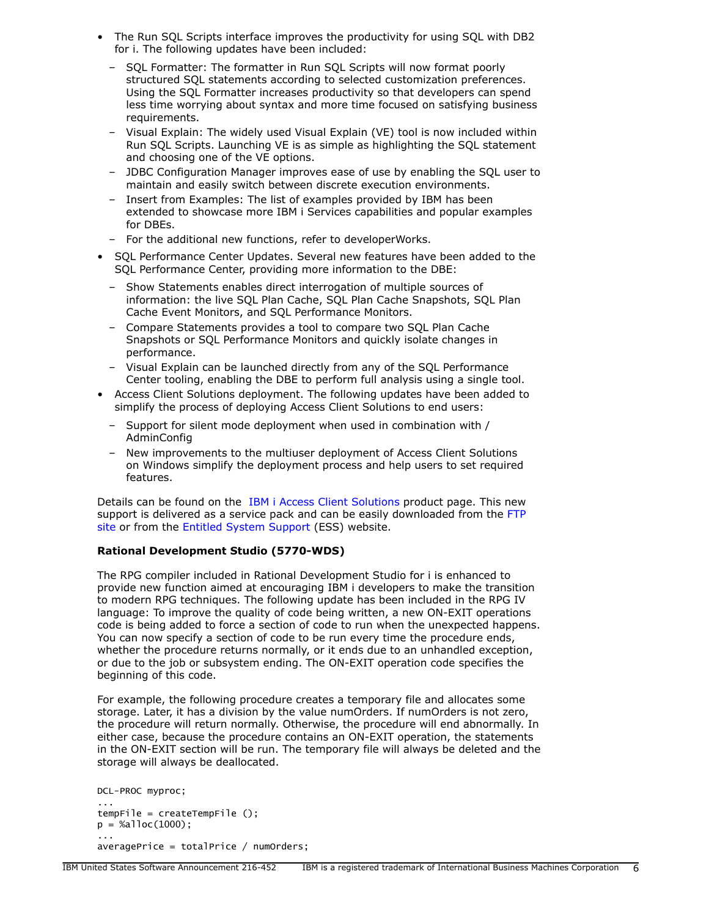- The Run SQL Scripts interface improves the productivity for using SQL with DB2 for i. The following updates have been included:
  - SQL Formatter: The formatter in Run SQL Scripts will now format poorly structured SQL statements according to selected customization preferences. Using the SQL Formatter increases productivity so that developers can spend less time worrying about syntax and more time focused on satisfying business requirements.
  - Visual Explain: The widely used Visual Explain (VE) tool is now included within Run SQL Scripts. Launching VE is as simple as highlighting the SQL statement and choosing one of the VE options.
  - JDBC Configuration Manager improves ease of use by enabling the SQL user to maintain and easily switch between discrete execution environments.
  - Insert from Examples: The list of examples provided by IBM has been extended to showcase more IBM i Services capabilities and popular examples for DBEs.
  - For the additional new functions, refer to developerWorks.
- SQL Performance Center Updates. Several new features have been added to the SQL Performance Center, providing more information to the DBE:
  - Show Statements enables direct interrogation of multiple sources of information: the live SQL Plan Cache, SQL Plan Cache Snapshots, SQL Plan Cache Event Monitors, and SQL Performance Monitors.
  - Compare Statements provides a tool to compare two SQL Plan Cache Snapshots or SQL Performance Monitors and quickly isolate changes in performance.
  - Visual Explain can be launched directly from any of the SQL Performance Center tooling, enabling the DBE to perform full analysis using a single tool.
- Access Client Solutions deployment. The following updates have been added to simplify the process of deploying Access Client Solutions to end users:
  - Support for silent mode deployment when used in combination with /AdminConfig
  - New improvements to the multiuser deployment of Access Client Solutions on Windows simplify the deployment process and help users to set required features.

Details can be found on the IBM i Access Client Solutions product page. This new support is delivered as a service pack and can be easily downloaded from the FTP site or from the Entitled System Support (ESS) website.

**Rational Development Studio (5770-WDS)**

The RPG compiler included in Rational Development Studio for i is enhanced to provide new function aimed at encouraging IBM i developers to make the transition to modern RPG techniques. The following update has been included in the RPG IV language: To improve the quality of code being written, a new ON-EXIT operations code is being added to force a section of code to run when the unexpected happens. You can now specify a section of code to be run every time the procedure ends, whether the procedure returns normally, or it ends due to an unhandled exception, or due to the job or subsystem ending. The ON-EXIT operation code specifies the beginning of this code.

For example, the following procedure creates a temporary file and allocates some storage. Later, it has a division by the value numOrders. If numOrders is not zero, the procedure will return normally. Otherwise, the procedure will end abnormally. In either case, because the procedure contains an ON-EXIT operation, the statements in the ON-EXIT section will be run. The temporary file will always be deleted and the storage will always be deallocated.

```
DCL-PROC myproc;
...
tempFile = createTempFile ();
p = %alloc(1000);
...
averagePrice = totalPrice / numOrders;
```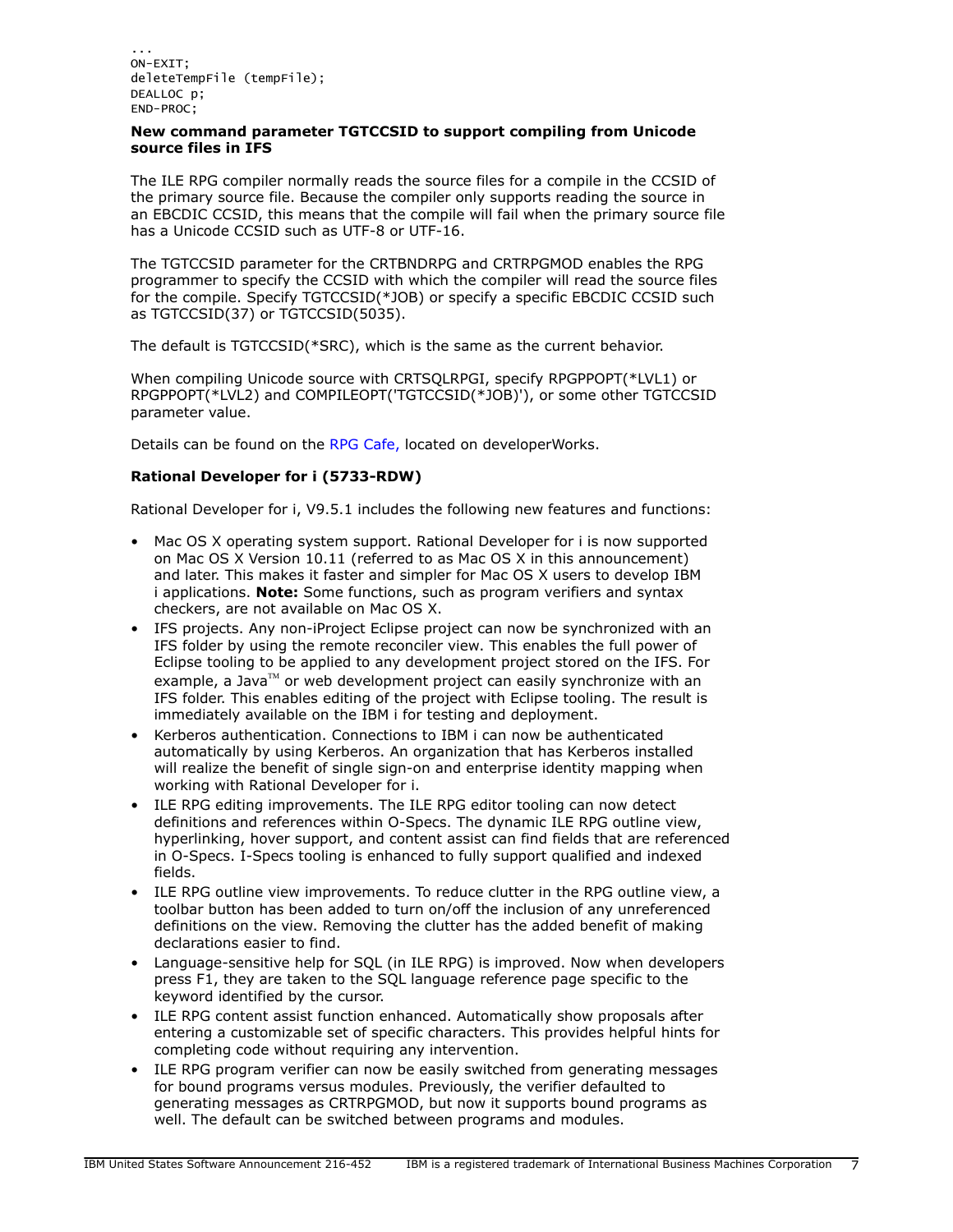```
...
ON-EXIT;
deleteTempFile (tempFile);
DEALLOC p;
END-PROC;
```

**New command parameter TGTCCSID to support compiling from Unicode source files in IFS**

The ILE RPG compiler normally reads the source files for a compile in the CCSID of the primary source file. Because the compiler only supports reading the source in an EBCDIC CCSID, this means that the compile will fail when the primary source file has a Unicode CCSID such as UTF-8 or UTF-16.

The TGTCCSID parameter for the CRTBNDRPG and CRTRPGMOD enables the RPG programmer to specify the CCSID with which the compiler will read the source files for the compile. Specify TGTCCSID(*JOB) or specify a specific EBCDIC CCSID such as TGTCCSID(37) or TGTCCSID(5035).

The default is TGTCCSID(*SRC), which is the same as the current behavior.

When compiling Unicode source with CRTSQLRPGI, specify RPGPPOPT(*LVL1) or RPGPPOPT(*LVL2) and COMPILEOPT('TGTCCSID(*JOB)'), or some other TGTCCSID parameter value.

Details can be found on the RPG Cafe, located on developerWorks.

**Rational Developer for i (5733-RDW)**

Rational Developer for i, V9.5.1 includes the following new features and functions:

- Mac OS X operating system support. Rational Developer for i is now supported on Mac OS X Version 10.11 (referred to as Mac OS X in this announcement) and later. This makes it faster and simpler for Mac OS X users to develop IBM i applications. **Note:** Some functions, such as program verifiers and syntax checkers, are not available on Mac OS X.
- IFS projects. Any non-iProject Eclipse project can now be synchronized with an IFS folder by using the remote reconciler view. This enables the full power of Eclipse tooling to be applied to any development project stored on the IFS. For example, a Java™ or web development project can easily synchronize with an IFS folder. This enables editing of the project with Eclipse tooling. The result is immediately available on the IBM i for testing and deployment.
- Kerberos authentication. Connections to IBM i can now be authenticated automatically by using Kerberos. An organization that has Kerberos installed will realize the benefit of single sign-on and enterprise identity mapping when working with Rational Developer for i.
- ILE RPG editing improvements. The ILE RPG editor tooling can now detect definitions and references within O-Specs. The dynamic ILE RPG outline view, hyperlinking, hover support, and content assist can find fields that are referenced in O-Specs. I-Specs tooling is enhanced to fully support qualified and indexed fields.
- ILE RPG outline view improvements. To reduce clutter in the RPG outline view, a toolbar button has been added to turn on/off the inclusion of any unreferenced definitions on the view. Removing the clutter has the added benefit of making declarations easier to find.
- Language-sensitive help for SQL (in ILE RPG) is improved. Now when developers press F1, they are taken to the SQL language reference page specific to the keyword identified by the cursor.
- ILE RPG content assist function enhanced. Automatically show proposals after entering a customizable set of specific characters. This provides helpful hints for completing code without requiring any intervention.
- ILE RPG program verifier can now be easily switched from generating messages for bound programs versus modules. Previously, the verifier defaulted to generating messages as CRTRPGMOD, but now it supports bound programs as well. The default can be switched between programs and modules.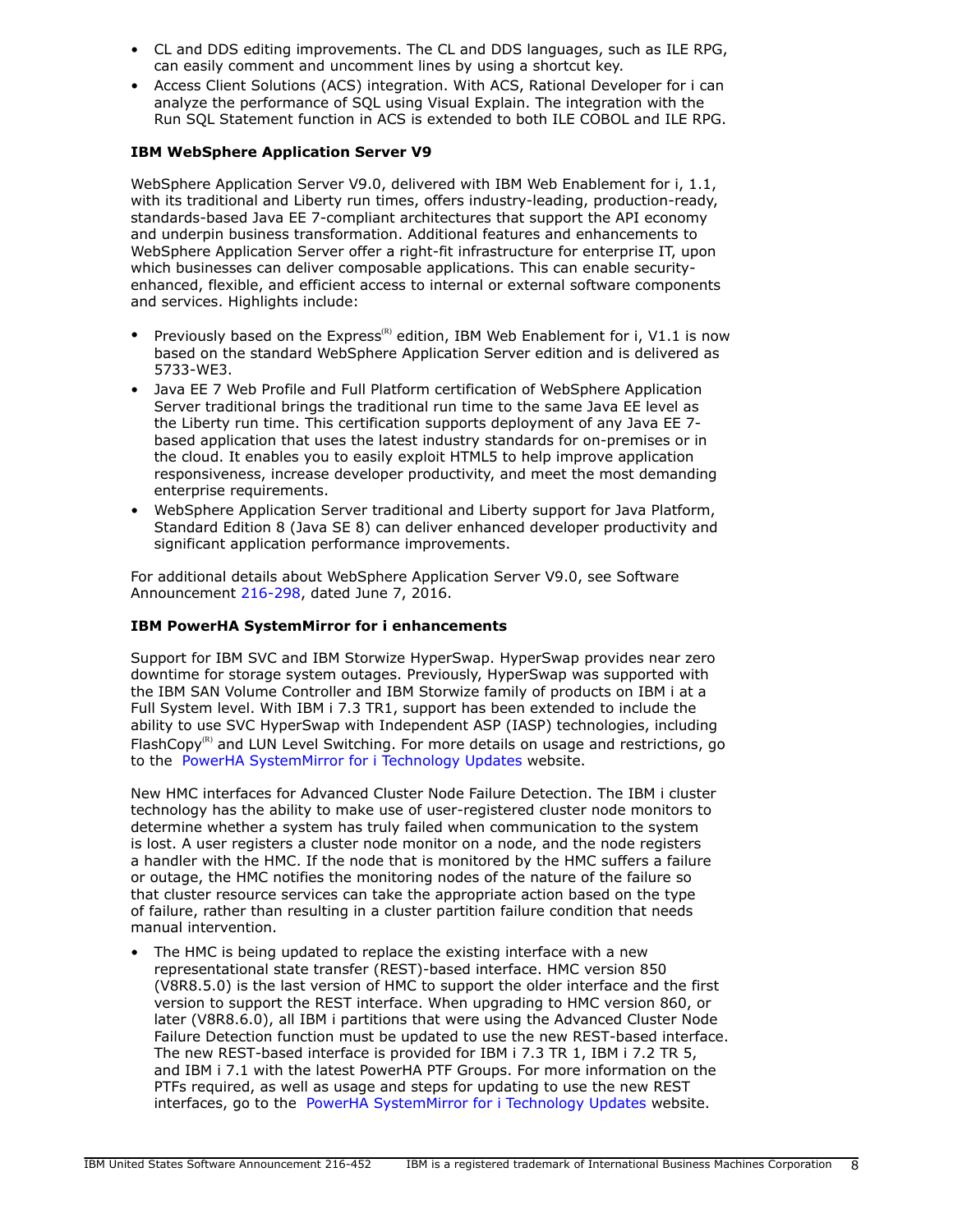- CL and DDS editing improvements. The CL and DDS languages, such as ILE RPG, can easily comment and uncomment lines by using a shortcut key.
- Access Client Solutions (ACS) integration. With ACS, Rational Developer for i can analyze the performance of SQL using Visual Explain. The integration with the Run SQL Statement function in ACS is extended to both ILE COBOL and ILE RPG.

**IBM WebSphere Application Server V9**

WebSphere Application Server V9.0, delivered with IBM Web Enablement for i, 1.1, with its traditional and Liberty run times, offers industry-leading, production-ready, standards-based Java EE 7-compliant architectures that support the API economy and underpin business transformation. Additional features and enhancements to WebSphere Application Server offer a right-fit infrastructure for enterprise IT, upon which businesses can deliver composable applications. This can enable security-enhanced, flexible, and efficient access to internal or external software components and services. Highlights include:

- Previously based on the Express(R) edition, IBM Web Enablement for i, V1.1 is now based on the standard WebSphere Application Server edition and is delivered as 5733-WE3.
- Java EE 7 Web Profile and Full Platform certification of WebSphere Application Server traditional brings the traditional run time to the same Java EE level as the Liberty run time. This certification supports deployment of any Java EE 7-based application that uses the latest industry standards for on-premises or in the cloud. It enables you to easily exploit HTML5 to help improve application responsiveness, increase developer productivity, and meet the most demanding enterprise requirements.
- WebSphere Application Server traditional and Liberty support for Java Platform, Standard Edition 8 (Java SE 8) can deliver enhanced developer productivity and significant application performance improvements.

For additional details about WebSphere Application Server V9.0, see Software Announcement 216-298, dated June 7, 2016.

**IBM PowerHA SystemMirror for i enhancements**

Support for IBM SVC and IBM Storwize HyperSwap. HyperSwap provides near zero downtime for storage system outages. Previously, HyperSwap was supported with the IBM SAN Volume Controller and IBM Storwize family of products on IBM i at a Full System level. With IBM i 7.3 TR1, support has been extended to include the ability to use SVC HyperSwap with Independent ASP (IASP) technologies, including FlashCopy(R) and LUN Level Switching. For more details on usage and restrictions, go to the PowerHA SystemMirror for i Technology Updates website.

New HMC interfaces for Advanced Cluster Node Failure Detection. The IBM i cluster technology has the ability to make use of user-registered cluster node monitors to determine whether a system has truly failed when communication to the system is lost. A user registers a cluster node monitor on a node, and the node registers a handler with the HMC. If the node that is monitored by the HMC suffers a failure or outage, the HMC notifies the monitoring nodes of the nature of the failure so that cluster resource services can take the appropriate action based on the type of failure, rather than resulting in a cluster partition failure condition that needs manual intervention.

- The HMC is being updated to replace the existing interface with a new representational state transfer (REST)-based interface. HMC version 850 (V8R8.5.0) is the last version of HMC to support the older interface and the first version to support the REST interface. When upgrading to HMC version 860, or later (V8R8.6.0), all IBM i partitions that were using the Advanced Cluster Node Failure Detection function must be updated to use the new REST-based interface. The new REST-based interface is provided for IBM i 7.3 TR 1, IBM i 7.2 TR 5, and IBM i 7.1 with the latest PowerHA PTF Groups. For more information on the PTFs required, as well as usage and steps for updating to use the new REST interfaces, go to the PowerHA SystemMirror for i Technology Updates website.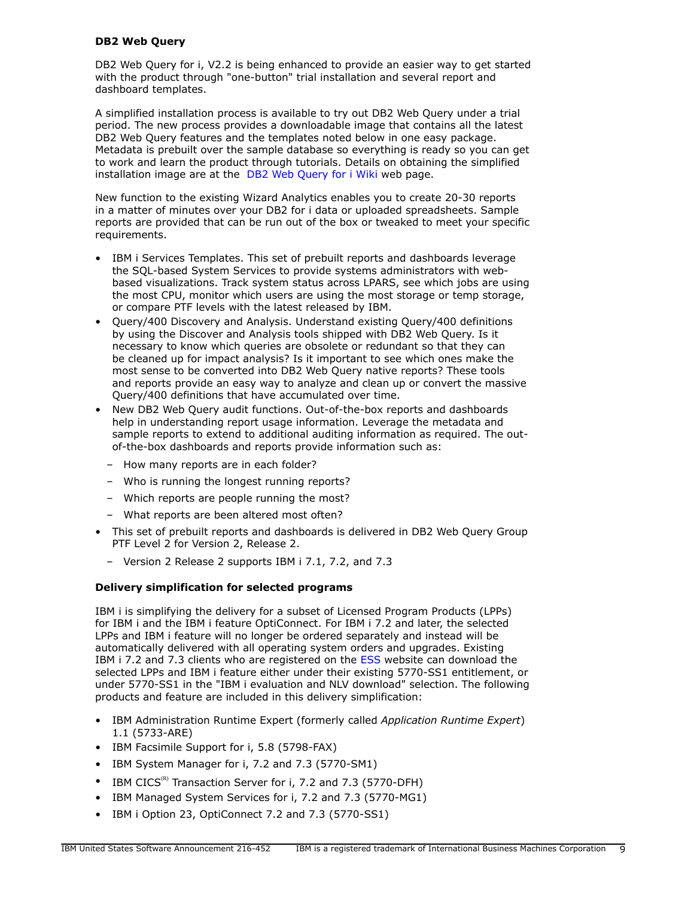**DB2 Web Query**

DB2 Web Query for i, V2.2 is being enhanced to provide an easier way to get started with the product through "one-button" trial installation and several report and dashboard templates.

A simplified installation process is available to try out DB2 Web Query under a trial period. The new process provides a downloadable image that contains all the latest DB2 Web Query features and the templates noted below in one easy package. Metadata is prebuilt over the sample database so everything is ready so you can get to work and learn the product through tutorials. Details on obtaining the simplified installation image are at the DB2 Web Query for i Wiki web page.

New function to the existing Wizard Analytics enables you to create 20-30 reports in a matter of minutes over your DB2 for i data or uploaded spreadsheets. Sample reports are provided that can be run out of the box or tweaked to meet your specific requirements.

- IBM i Services Templates. This set of prebuilt reports and dashboards leverage the SQL-based System Services to provide systems administrators with web-based visualizations. Track system status across LPARS, see which jobs are using the most CPU, monitor which users are using the most storage or temp storage, or compare PTF levels with the latest released by IBM.
- Query/400 Discovery and Analysis. Understand existing Query/400 definitions by using the Discover and Analysis tools shipped with DB2 Web Query. Is it necessary to know which queries are obsolete or redundant so that they can be cleaned up for impact analysis? Is it important to see which ones make the most sense to be converted into DB2 Web Query native reports? These tools and reports provide an easy way to analyze and clean up or convert the massive Query/400 definitions that have accumulated over time.
- New DB2 Web Query audit functions. Out-of-the-box reports and dashboards help in understanding report usage information. Leverage the metadata and sample reports to extend to additional auditing information as required. The out-of-the-box dashboards and reports provide information such as:
  - How many reports are in each folder?
  - Who is running the longest running reports?
  - Which reports are people running the most?
  - What reports are been altered most often?
- This set of prebuilt reports and dashboards is delivered in DB2 Web Query Group PTF Level 2 for Version 2, Release 2.
  - Version 2 Release 2 supports IBM i 7.1, 7.2, and 7.3

**Delivery simplification for selected programs**

IBM i is simplifying the delivery for a subset of Licensed Program Products (LPPs) for IBM i and the IBM i feature OptiConnect. For IBM i 7.2 and later, the selected LPPs and IBM i feature will no longer be ordered separately and instead will be automatically delivered with all operating system orders and upgrades. Existing IBM i 7.2 and 7.3 clients who are registered on the ESS website can download the selected LPPs and IBM i feature either under their existing 5770-SS1 entitlement, or under 5770-SS1 in the "IBM i evaluation and NLV download" selection. The following products and feature are included in this delivery simplification:

- IBM Administration Runtime Expert (formerly called *Application Runtime Expert*) 1.1 (5733-ARE)
- IBM Facsimile Support for i, 5.8 (5798-FAX)
- IBM System Manager for i, 7.2 and 7.3 (5770-SM1)
- IBM CICS(R) Transaction Server for i, 7.2 and 7.3 (5770-DFH)
- IBM Managed System Services for i, 7.2 and 7.3 (5770-MG1)
- IBM i Option 23, OptiConnect 7.2 and 7.3 (5770-SS1)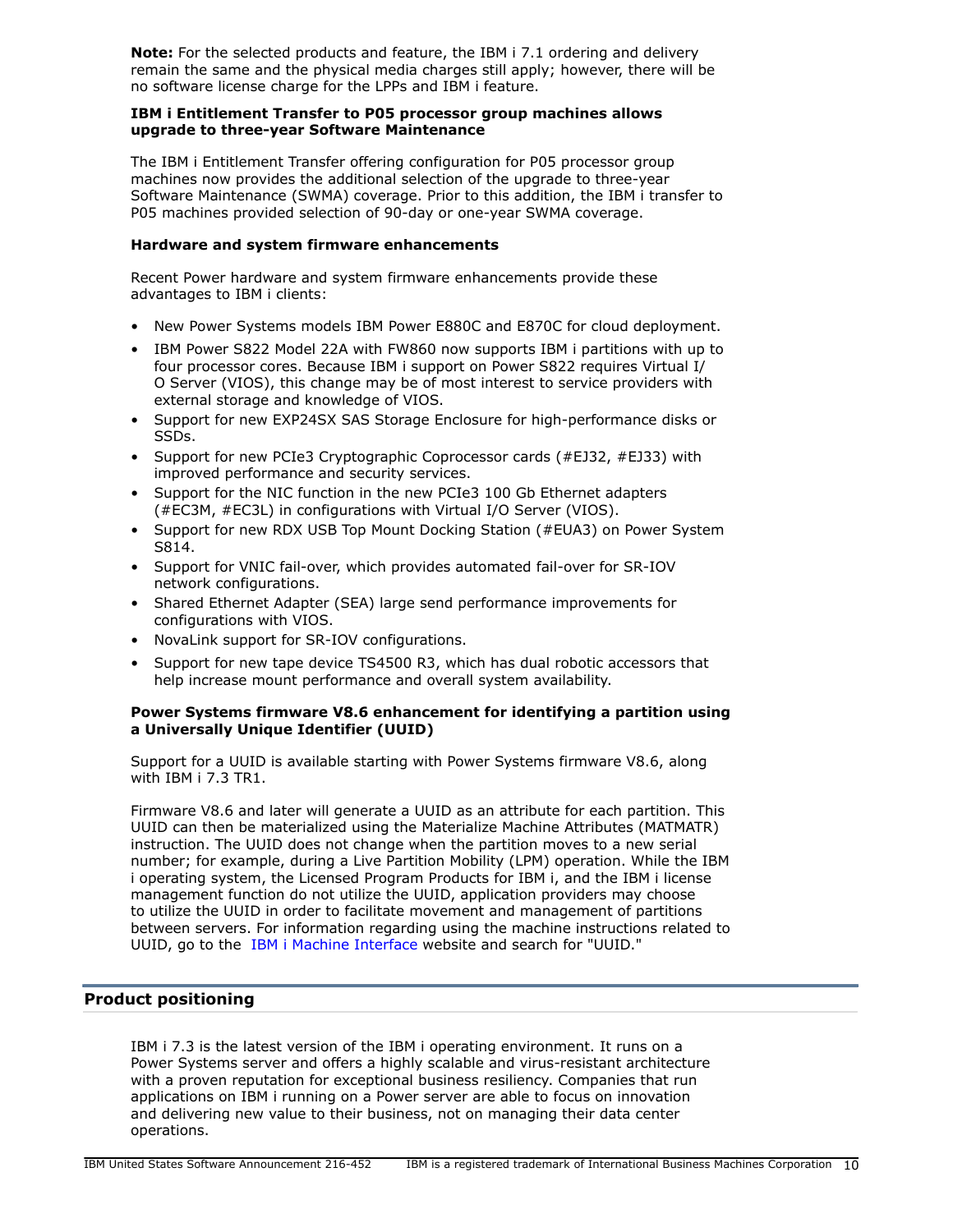**Note:** For the selected products and feature, the IBM i 7.1 ordering and delivery remain the same and the physical media charges still apply; however, there will be no software license charge for the LPPs and IBM i feature.

**IBM i Entitlement Transfer to P05 processor group machines allows upgrade to three-year Software Maintenance**

The IBM i Entitlement Transfer offering configuration for P05 processor group machines now provides the additional selection of the upgrade to three-year Software Maintenance (SWMA) coverage. Prior to this addition, the IBM i transfer to P05 machines provided selection of 90-day or one-year SWMA coverage.

**Hardware and system firmware enhancements**

Recent Power hardware and system firmware enhancements provide these advantages to IBM i clients:

- New Power Systems models IBM Power E880C and E870C for cloud deployment.
- IBM Power S822 Model 22A with FW860 now supports IBM i partitions with up to four processor cores. Because IBM i support on Power S822 requires Virtual I/O Server (VIOS), this change may be of most interest to service providers with external storage and knowledge of VIOS.
- Support for new EXP24SX SAS Storage Enclosure for high-performance disks or SSDs.
- Support for new PCIe3 Cryptographic Coprocessor cards (#EJ32, #EJ33) with improved performance and security services.
- Support for the NIC function in the new PCIe3 100 Gb Ethernet adapters (#EC3M, #EC3L) in configurations with Virtual I/O Server (VIOS).
- Support for new RDX USB Top Mount Docking Station (#EUA3) on Power System S814.
- Support for VNIC fail-over, which provides automated fail-over for SR-IOV network configurations.
- Shared Ethernet Adapter (SEA) large send performance improvements for configurations with VIOS.
- NovaLink support for SR-IOV configurations.
- Support for new tape device TS4500 R3, which has dual robotic accessors that help increase mount performance and overall system availability.

**Power Systems firmware V8.6 enhancement for identifying a partition using a Universally Unique Identifier (UUID)**

Support for a UUID is available starting with Power Systems firmware V8.6, along with IBM i 7.3 TR1.

Firmware V8.6 and later will generate a UUID as an attribute for each partition. This UUID can then be materialized using the Materialize Machine Attributes (MATMATR) instruction. The UUID does not change when the partition moves to a new serial number; for example, during a Live Partition Mobility (LPM) operation. While the IBM i operating system, the Licensed Program Products for IBM i, and the IBM i license management function do not utilize the UUID, application providers may choose to utilize the UUID in order to facilitate movement and management of partitions between servers. For information regarding using the machine instructions related to UUID, go to the IBM i Machine Interface website and search for "UUID."

## Product positioning

IBM i 7.3 is the latest version of the IBM i operating environment. It runs on a Power Systems server and offers a highly scalable and virus-resistant architecture with a proven reputation for exceptional business resiliency. Companies that run applications on IBM i running on a Power server are able to focus on innovation and delivering new value to their business, not on managing their data center operations.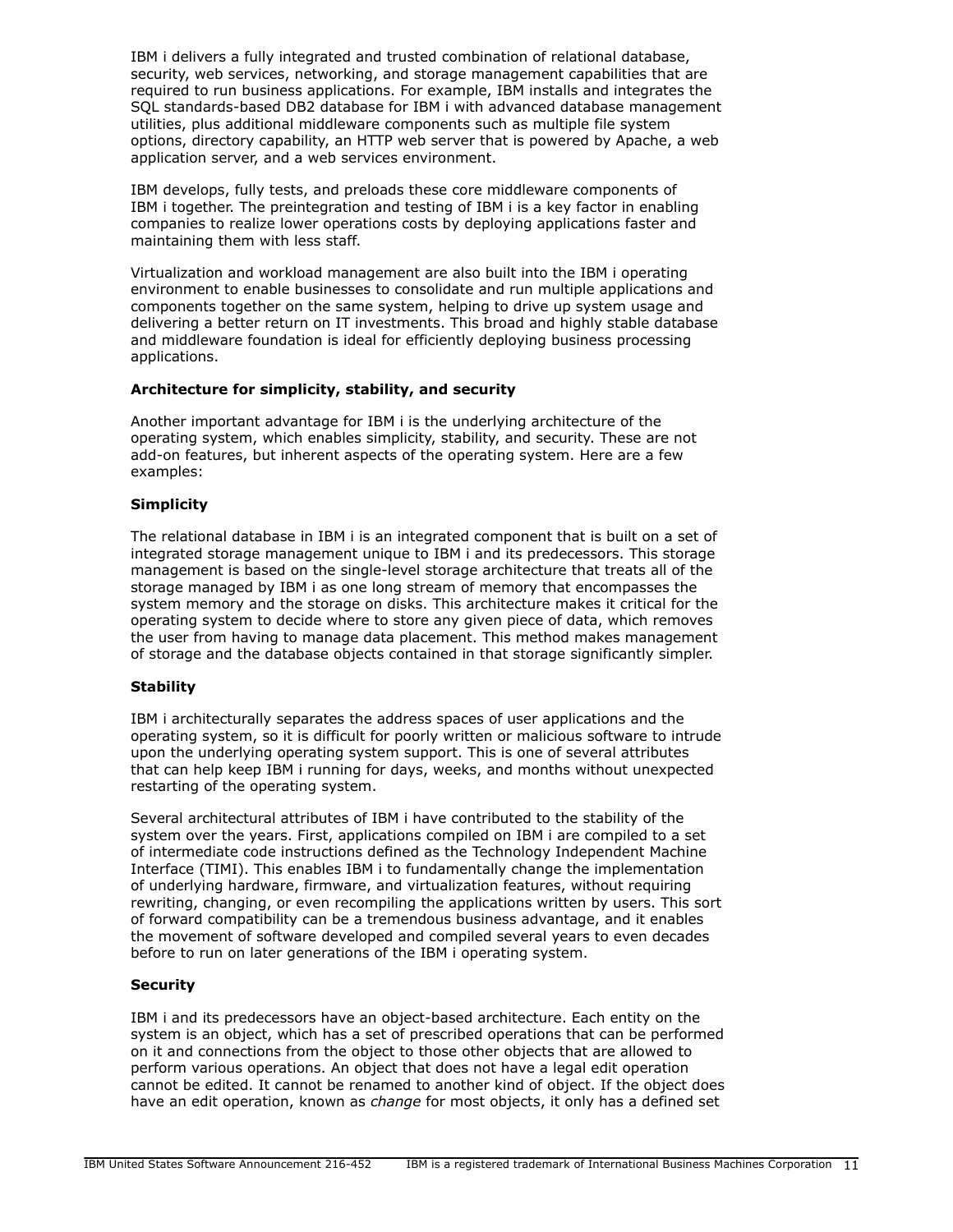IBM i delivers a fully integrated and trusted combination of relational database, security, web services, networking, and storage management capabilities that are required to run business applications. For example, IBM installs and integrates the SQL standards-based DB2 database for IBM i with advanced database management utilities, plus additional middleware components such as multiple file system options, directory capability, an HTTP web server that is powered by Apache, a web application server, and a web services environment.

IBM develops, fully tests, and preloads these core middleware components of IBM i together. The preintegration and testing of IBM i is a key factor in enabling companies to realize lower operations costs by deploying applications faster and maintaining them with less staff.

Virtualization and workload management are also built into the IBM i operating environment to enable businesses to consolidate and run multiple applications and components together on the same system, helping to drive up system usage and delivering a better return on IT investments. This broad and highly stable database and middleware foundation is ideal for efficiently deploying business processing applications.

**Architecture for simplicity, stability, and security**

Another important advantage for IBM i is the underlying architecture of the operating system, which enables simplicity, stability, and security. These are not add-on features, but inherent aspects of the operating system. Here are a few examples:

**Simplicity**

The relational database in IBM i is an integrated component that is built on a set of integrated storage management unique to IBM i and its predecessors. This storage management is based on the single-level storage architecture that treats all of the storage managed by IBM i as one long stream of memory that encompasses the system memory and the storage on disks. This architecture makes it critical for the operating system to decide where to store any given piece of data, which removes the user from having to manage data placement. This method makes management of storage and the database objects contained in that storage significantly simpler.

**Stability**

IBM i architecturally separates the address spaces of user applications and the operating system, so it is difficult for poorly written or malicious software to intrude upon the underlying operating system support. This is one of several attributes that can help keep IBM i running for days, weeks, and months without unexpected restarting of the operating system.

Several architectural attributes of IBM i have contributed to the stability of the system over the years. First, applications compiled on IBM i are compiled to a set of intermediate code instructions defined as the Technology Independent Machine Interface (TIMI). This enables IBM i to fundamentally change the implementation of underlying hardware, firmware, and virtualization features, without requiring rewriting, changing, or even recompiling the applications written by users. This sort of forward compatibility can be a tremendous business advantage, and it enables the movement of software developed and compiled several years to even decades before to run on later generations of the IBM i operating system.

**Security**

IBM i and its predecessors have an object-based architecture. Each entity on the system is an object, which has a set of prescribed operations that can be performed on it and connections from the object to those other objects that are allowed to perform various operations. An object that does not have a legal edit operation cannot be edited. It cannot be renamed to another kind of object. If the object does have an edit operation, known as *change* for most objects, it only has a defined set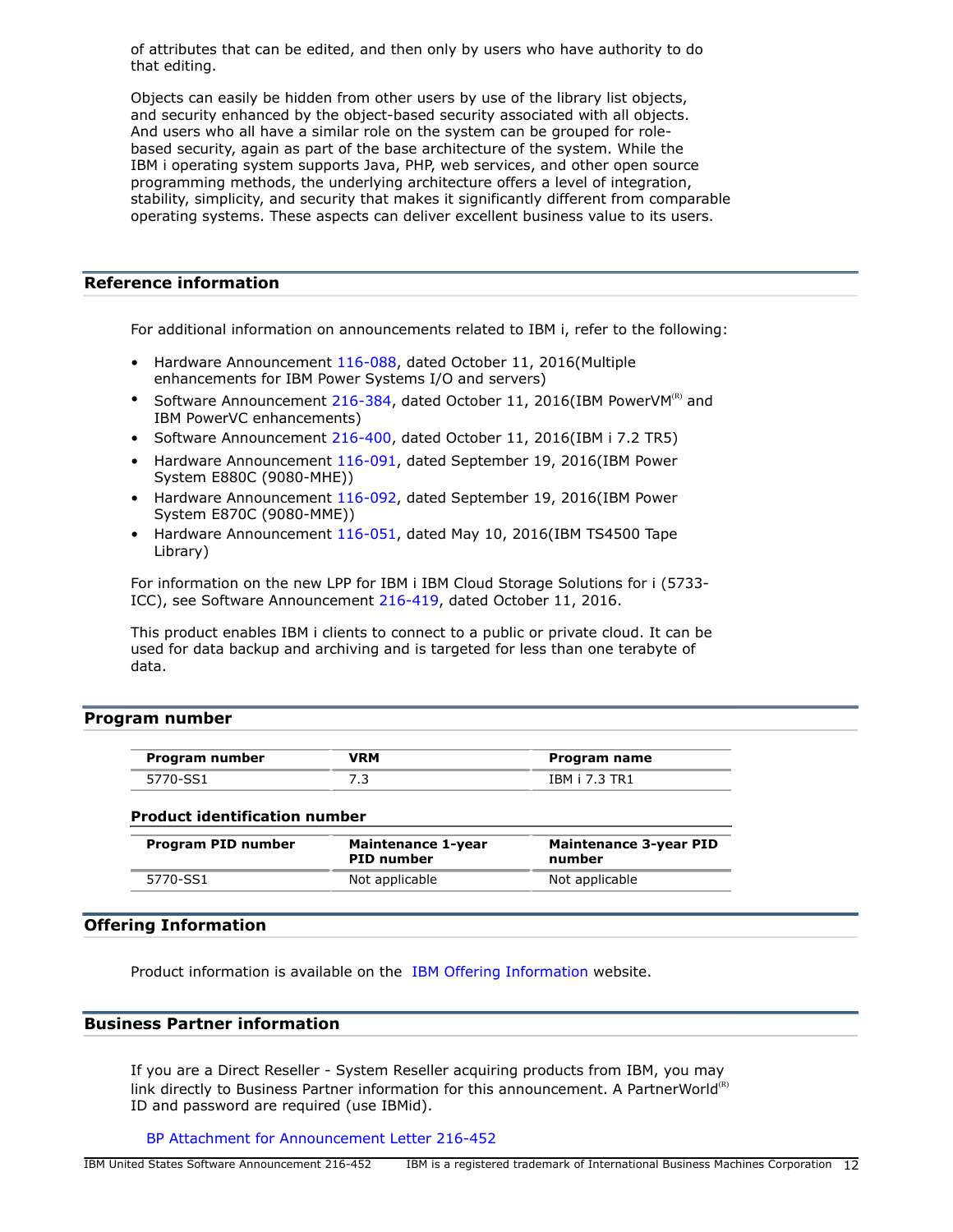of attributes that can be edited, and then only by users who have authority to do that editing.

Objects can easily be hidden from other users by use of the library list objects, and security enhanced by the object-based security associated with all objects. And users who all have a similar role on the system can be grouped for role-based security, again as part of the base architecture of the system. While the IBM i operating system supports Java, PHP, web services, and other open source programming methods, the underlying architecture offers a level of integration, stability, simplicity, and security that makes it significantly different from comparable operating systems. These aspects can deliver excellent business value to its users.

## Reference information

For additional information on announcements related to IBM i, refer to the following:

- Hardware Announcement 116-088, dated October 11, 2016(Multiple enhancements for IBM Power Systems I/O and servers)
- Software Announcement 216-384, dated October 11, 2016(IBM PowerVM(R) and IBM PowerVC enhancements)
- Software Announcement 216-400, dated October 11, 2016(IBM i 7.2 TR5)
- Hardware Announcement 116-091, dated September 19, 2016(IBM Power System E880C (9080-MHE))
- Hardware Announcement 116-092, dated September 19, 2016(IBM Power System E870C (9080-MME))
- Hardware Announcement 116-051, dated May 10, 2016(IBM TS4500 Tape Library)

For information on the new LPP for IBM i IBM Cloud Storage Solutions for i (5733-ICC), see Software Announcement 216-419, dated October 11, 2016.

This product enables IBM i clients to connect to a public or private cloud. It can be used for data backup and archiving and is targeted for less than one terabyte of data.

## Program number

| Program number | VRM | Program name |
|---|---|---|
| 5770-SS1 | 7.3 | IBM i 7.3 TR1 |

### Product identification number

| Program PID number | Maintenance 1-year PID number | Maintenance 3-year PID number |
|---|---|---|
| 5770-SS1 | Not applicable | Not applicable |

## Offering Information

Product information is available on the IBM Offering Information website.

## Business Partner information

If you are a Direct Reseller - System Reseller acquiring products from IBM, you may link directly to Business Partner information for this announcement. A PartnerWorld(R) ID and password are required (use IBMid).

BP Attachment for Announcement Letter 216-452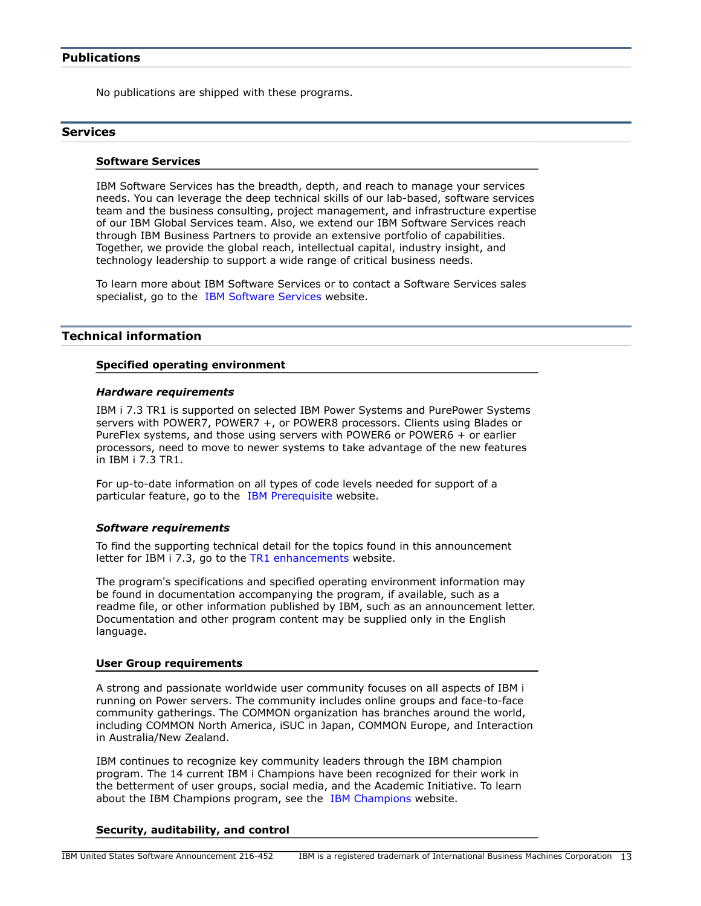## Publications

No publications are shipped with these programs.

## Services

### Software Services

IBM Software Services has the breadth, depth, and reach to manage your services needs. You can leverage the deep technical skills of our lab-based, software services team and the business consulting, project management, and infrastructure expertise of our IBM Global Services team. Also, we extend our IBM Software Services reach through IBM Business Partners to provide an extensive portfolio of capabilities. Together, we provide the global reach, intellectual capital, industry insight, and technology leadership to support a wide range of critical business needs.

To learn more about IBM Software Services or to contact a Software Services sales specialist, go to the IBM Software Services website.

## Technical information

### Specified operating environment

#### *Hardware requirements*

IBM i 7.3 TR1 is supported on selected IBM Power Systems and PurePower Systems servers with POWER7, POWER7 +, or POWER8 processors. Clients using Blades or PureFlex systems, and those using servers with POWER6 or POWER6 + or earlier processors, need to move to newer systems to take advantage of the new features in IBM i 7.3 TR1.

For up-to-date information on all types of code levels needed for support of a particular feature, go to the IBM Prerequisite website.

#### *Software requirements*

To find the supporting technical detail for the topics found in this announcement letter for IBM i 7.3, go to the TR1 enhancements website.

The program's specifications and specified operating environment information may be found in documentation accompanying the program, if available, such as a readme file, or other information published by IBM, such as an announcement letter. Documentation and other program content may be supplied only in the English language.

### User Group requirements

A strong and passionate worldwide user community focuses on all aspects of IBM i running on Power servers. The community includes online groups and face-to-face community gatherings. The COMMON organization has branches around the world, including COMMON North America, iSUC in Japan, COMMON Europe, and Interaction in Australia/New Zealand.

IBM continues to recognize key community leaders through the IBM champion program. The 14 current IBM i Champions have been recognized for their work in the betterment of user groups, social media, and the Academic Initiative. To learn about the IBM Champions program, see the IBM Champions website.

### Security, auditability, and control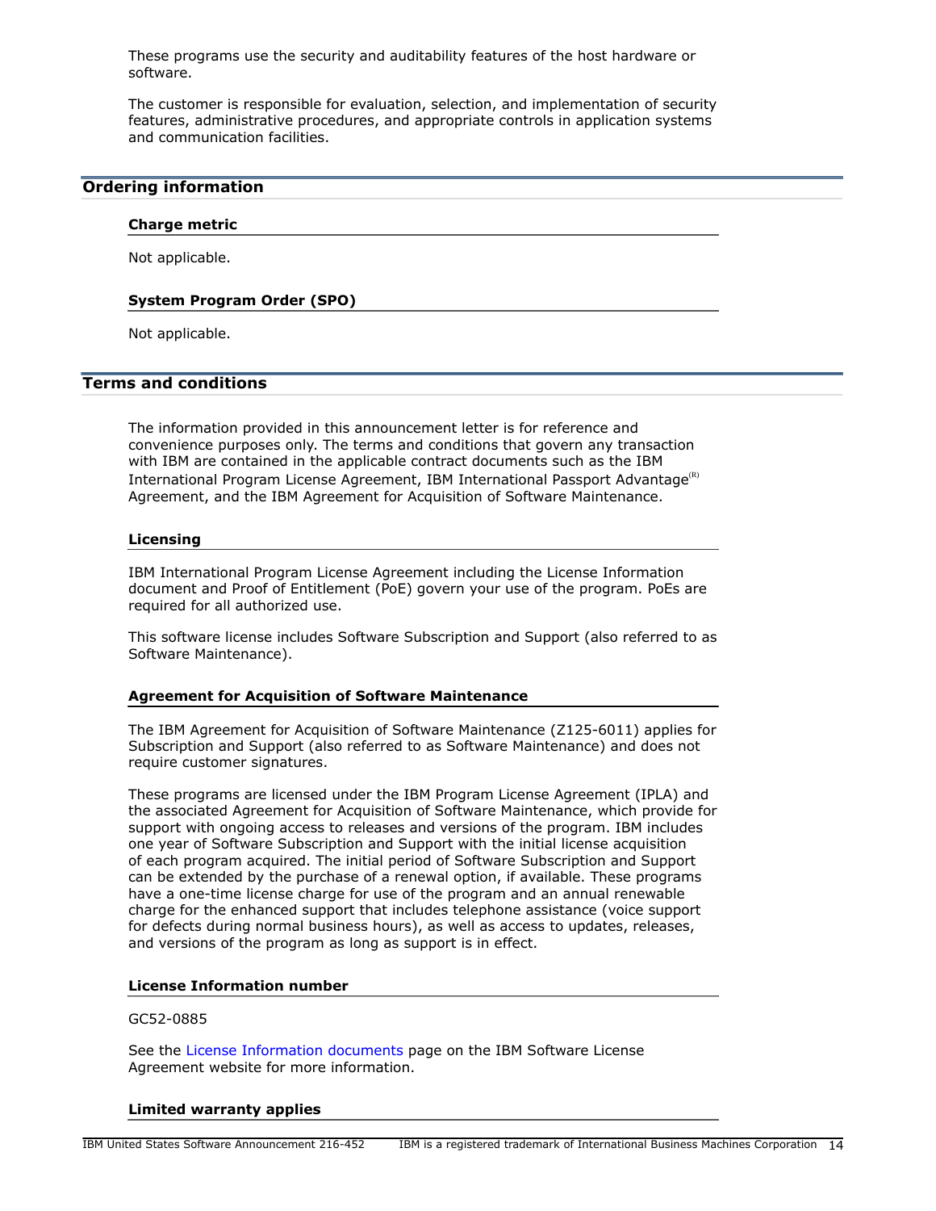These programs use the security and auditability features of the host hardware or software.

The customer is responsible for evaluation, selection, and implementation of security features, administrative procedures, and appropriate controls in application systems and communication facilities.

## Ordering information

### Charge metric

Not applicable.

### System Program Order (SPO)

Not applicable.

## Terms and conditions

The information provided in this announcement letter is for reference and convenience purposes only. The terms and conditions that govern any transaction with IBM are contained in the applicable contract documents such as the IBM International Program License Agreement, IBM International Passport Advantage(R) Agreement, and the IBM Agreement for Acquisition of Software Maintenance.

### Licensing

IBM International Program License Agreement including the License Information document and Proof of Entitlement (PoE) govern your use of the program. PoEs are required for all authorized use.

This software license includes Software Subscription and Support (also referred to as Software Maintenance).

### Agreement for Acquisition of Software Maintenance

The IBM Agreement for Acquisition of Software Maintenance (Z125-6011) applies for Subscription and Support (also referred to as Software Maintenance) and does not require customer signatures.

These programs are licensed under the IBM Program License Agreement (IPLA) and the associated Agreement for Acquisition of Software Maintenance, which provide for support with ongoing access to releases and versions of the program. IBM includes one year of Software Subscription and Support with the initial license acquisition of each program acquired. The initial period of Software Subscription and Support can be extended by the purchase of a renewal option, if available. These programs have a one-time license charge for use of the program and an annual renewable charge for the enhanced support that includes telephone assistance (voice support for defects during normal business hours), as well as access to updates, releases, and versions of the program as long as support is in effect.

### License Information number

GC52-0885

See the License Information documents page on the IBM Software License Agreement website for more information.

### Limited warranty applies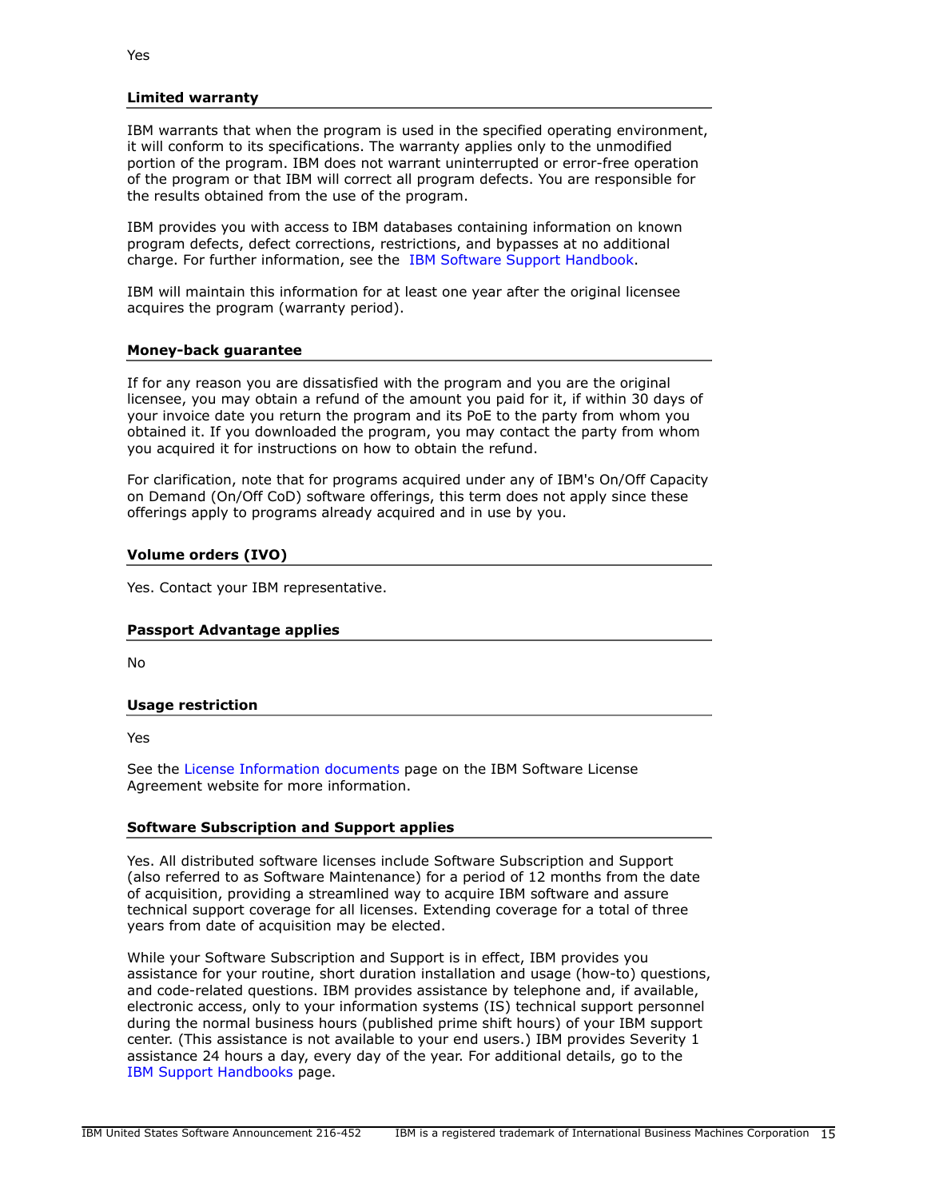Yes

### Limited warranty

IBM warrants that when the program is used in the specified operating environment, it will conform to its specifications. The warranty applies only to the unmodified portion of the program. IBM does not warrant uninterrupted or error-free operation of the program or that IBM will correct all program defects. You are responsible for the results obtained from the use of the program.

IBM provides you with access to IBM databases containing information on known program defects, defect corrections, restrictions, and bypasses at no additional charge. For further information, see the IBM Software Support Handbook.

IBM will maintain this information for at least one year after the original licensee acquires the program (warranty period).

### Money-back guarantee

If for any reason you are dissatisfied with the program and you are the original licensee, you may obtain a refund of the amount you paid for it, if within 30 days of your invoice date you return the program and its PoE to the party from whom you obtained it. If you downloaded the program, you may contact the party from whom you acquired it for instructions on how to obtain the refund.

For clarification, note that for programs acquired under any of IBM's On/Off Capacity on Demand (On/Off CoD) software offerings, this term does not apply since these offerings apply to programs already acquired and in use by you.

### Volume orders (IVO)

Yes. Contact your IBM representative.

### Passport Advantage applies

No

### Usage restriction

Yes

See the License Information documents page on the IBM Software License Agreement website for more information.

### Software Subscription and Support applies

Yes. All distributed software licenses include Software Subscription and Support (also referred to as Software Maintenance) for a period of 12 months from the date of acquisition, providing a streamlined way to acquire IBM software and assure technical support coverage for all licenses. Extending coverage for a total of three years from date of acquisition may be elected.

While your Software Subscription and Support is in effect, IBM provides you assistance for your routine, short duration installation and usage (how-to) questions, and code-related questions. IBM provides assistance by telephone and, if available, electronic access, only to your information systems (IS) technical support personnel during the normal business hours (published prime shift hours) of your IBM support center. (This assistance is not available to your end users.) IBM provides Severity 1 assistance 24 hours a day, every day of the year. For additional details, go to the IBM Support Handbooks page.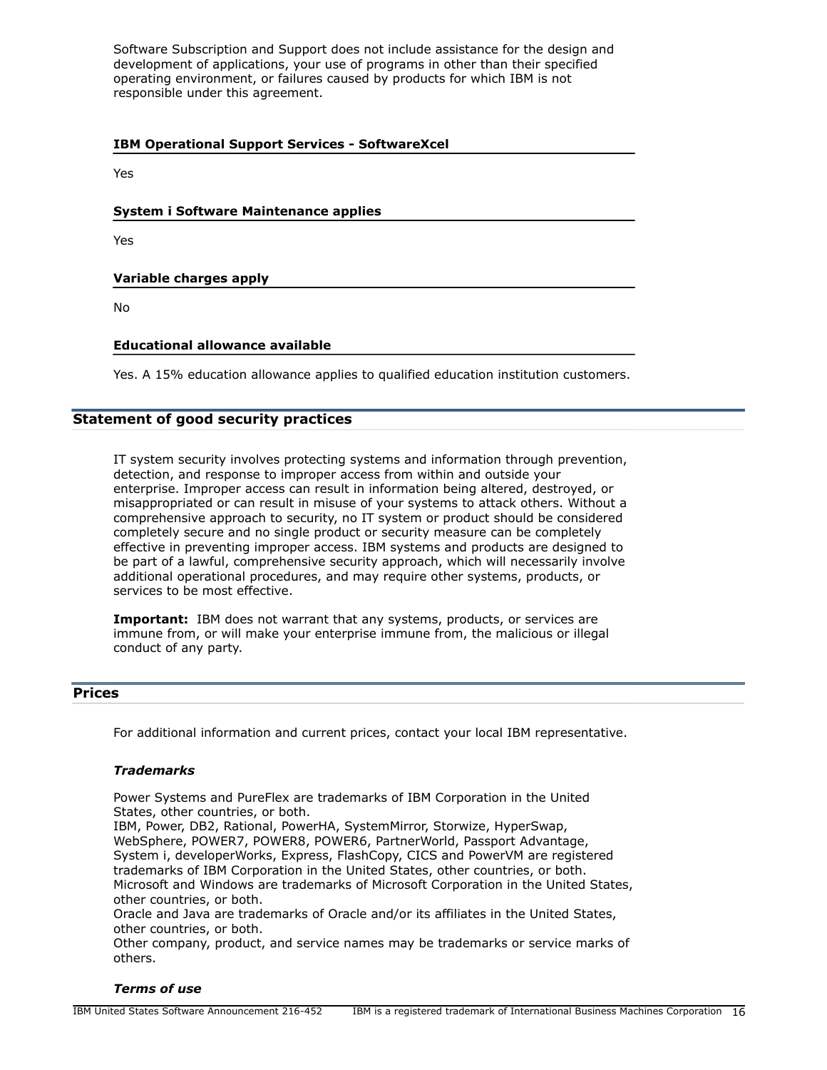Software Subscription and Support does not include assistance for the design and development of applications, your use of programs in other than their specified operating environment, or failures caused by products for which IBM is not responsible under this agreement.

#### IBM Operational Support Services - SoftwareXcel

Yes

#### System i Software Maintenance applies

Yes

#### Variable charges apply

No

#### Educational allowance available

Yes. A 15% education allowance applies to qualified education institution customers.

## Statement of good security practices

IT system security involves protecting systems and information through prevention, detection, and response to improper access from within and outside your enterprise. Improper access can result in information being altered, destroyed, or misappropriated or can result in misuse of your systems to attack others. Without a comprehensive approach to security, no IT system or product should be considered completely secure and no single product or security measure can be completely effective in preventing improper access. IBM systems and products are designed to be part of a lawful, comprehensive security approach, which will necessarily involve additional operational procedures, and may require other systems, products, or services to be most effective.

**Important:** IBM does not warrant that any systems, products, or services are immune from, or will make your enterprise immune from, the malicious or illegal conduct of any party.

## Prices

For additional information and current prices, contact your local IBM representative.

### *Trademarks*

Power Systems and PureFlex are trademarks of IBM Corporation in the United States, other countries, or both.
IBM, Power, DB2, Rational, PowerHA, SystemMirror, Storwize, HyperSwap, WebSphere, POWER7, POWER8, POWER6, PartnerWorld, Passport Advantage, System i, developerWorks, Express, FlashCopy, CICS and PowerVM are registered trademarks of IBM Corporation in the United States, other countries, or both.
Microsoft and Windows are trademarks of Microsoft Corporation in the United States, other countries, or both.
Oracle and Java are trademarks of Oracle and/or its affiliates in the United States, other countries, or both.
Other company, product, and service names may be trademarks or service marks of others.

### *Terms of use*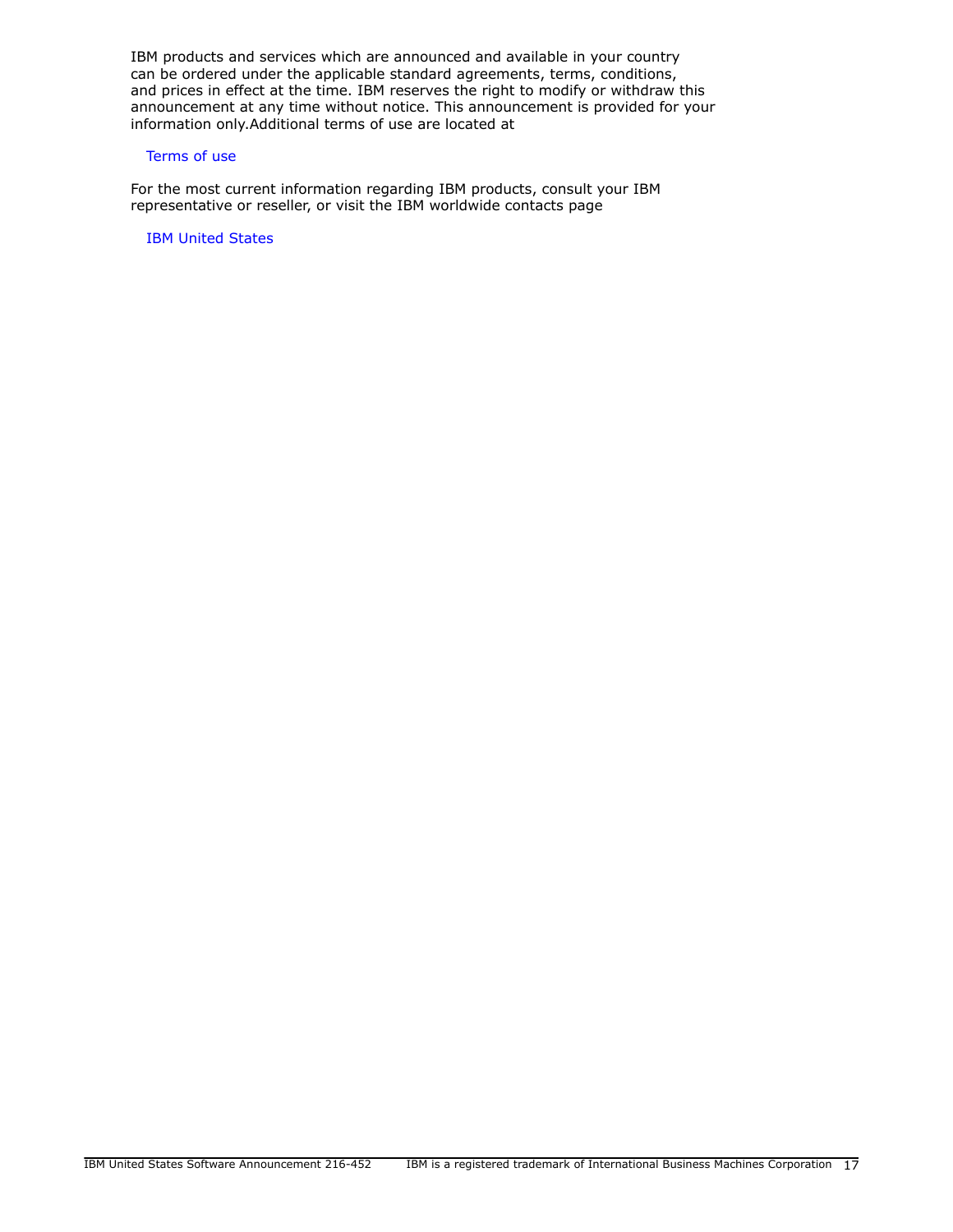IBM products and services which are announced and available in your country can be ordered under the applicable standard agreements, terms, conditions, and prices in effect at the time. IBM reserves the right to modify or withdraw this announcement at any time without notice. This announcement is provided for your information only.Additional terms of use are located at

Terms of use

For the most current information regarding IBM products, consult your IBM representative or reseller, or visit the IBM worldwide contacts page

IBM United States